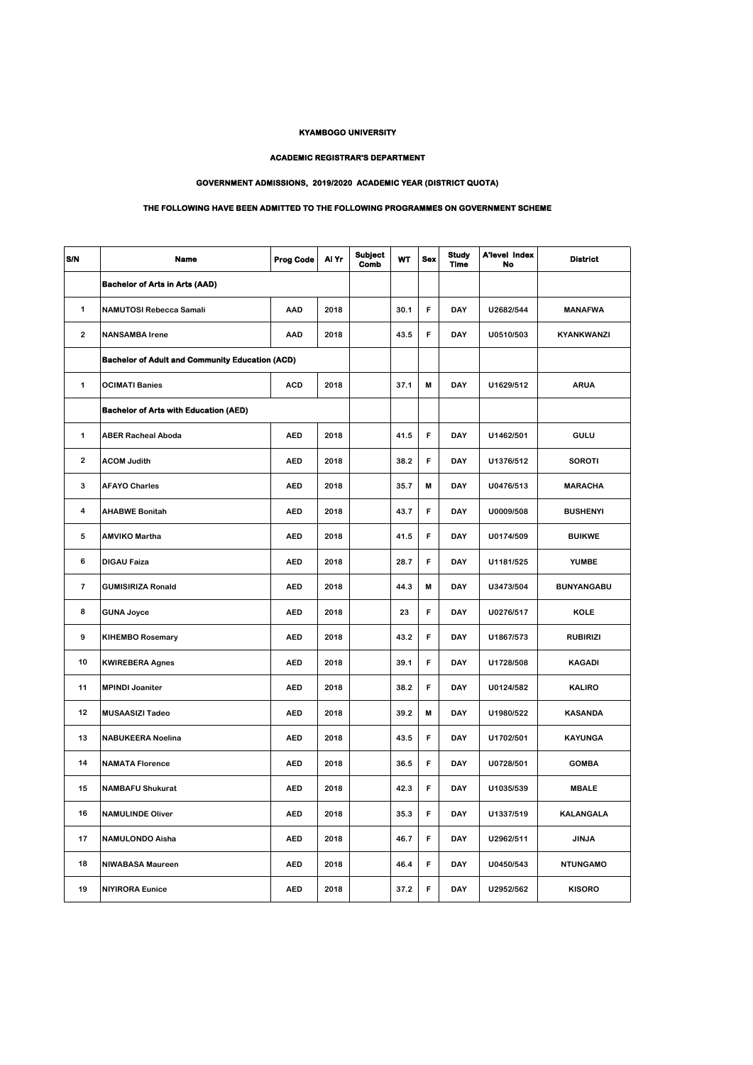**KYAMBOGO UNIVERSITY**

**ACADEMIC REGISTRAR'S DEPARTMENT**

**GOVERNMENT ADMISSIONS, 2019/2020 ACADEMIC YEAR (DISTRICT QUOTA)**

**THE FOLLOWING HAVE BEEN ADMITTED TO THE FOLLOWING PROGRAMMES ON GOVERNMENT SCHEME**

| S/N | Name | Prog Code | Al Yr | Subject Comb | WT | Sex | Study Time | A'level Index No | District |
|---|---|---|---|---|---|---|---|---|---|
| | **Bachelor of Arts in Arts (AAD)** | | | | | | | | |
| 1 | NAMUTOSI Rebecca Samali | AAD | 2018 | | 30.1 | F | DAY | U2682/544 | MANAFWA |
| 2 | NANSAMBA Irene | AAD | 2018 | | 43.5 | F | DAY | U0510/503 | KYANKWANZI |
| | **Bachelor of Adult and Community Education (ACD)** | | | | | | | | |
| 1 | OCIMATI Banies | ACD | 2018 | | 37.1 | M | DAY | U1629/512 | ARUA |
| | **Bachelor of Arts with Education (AED)** | | | | | | | | |
| 1 | ABER Racheal Aboda | AED | 2018 | | 41.5 | F | DAY | U1462/501 | GULU |
| 2 | ACOM Judith | AED | 2018 | | 38.2 | F | DAY | U1376/512 | SOROTI |
| 3 | AFAYO Charles | AED | 2018 | | 35.7 | M | DAY | U0476/513 | MARACHA |
| 4 | AHABWE Bonitah | AED | 2018 | | 43.7 | F | DAY | U0009/508 | BUSHENYI |
| 5 | AMVIKO Martha | AED | 2018 | | 41.5 | F | DAY | U0174/509 | BUIKWE |
| 6 | DIGAU Faiza | AED | 2018 | | 28.7 | F | DAY | U1181/525 | YUMBE |
| 7 | GUMISIRIZA Ronald | AED | 2018 | | 44.3 | M | DAY | U3473/504 | BUNYANGABU |
| 8 | GUNA Joyce | AED | 2018 | | 23 | F | DAY | U0276/517 | KOLE |
| 9 | KIHEMBO Rosemary | AED | 2018 | | 43.2 | F | DAY | U1867/573 | RUBIRIZI |
| 10 | KWIREBERA Agnes | AED | 2018 | | 39.1 | F | DAY | U1728/508 | KAGADI |
| 11 | MPINDI Joaniter | AED | 2018 | | 38.2 | F | DAY | U0124/582 | KALIRO |
| 12 | MUSAASIZI Tadeo | AED | 2018 | | 39.2 | M | DAY | U1980/522 | KASANDA |
| 13 | NABUKEERA Noelina | AED | 2018 | | 43.5 | F | DAY | U1702/501 | KAYUNGA |
| 14 | NAMATA Florence | AED | 2018 | | 36.5 | F | DAY | U0728/501 | GOMBA |
| 15 | NAMBAFU Shukurat | AED | 2018 | | 42.3 | F | DAY | U1035/539 | MBALE |
| 16 | NAMULINDE Oliver | AED | 2018 | | 35.3 | F | DAY | U1337/519 | KALANGALA |
| 17 | NAMULONDO Aisha | AED | 2018 | | 46.7 | F | DAY | U2962/511 | JINJA |
| 18 | NIWABASA Maureen | AED | 2018 | | 46.4 | F | DAY | U0450/543 | NTUNGAMO |
| 19 | NIYIRORA Eunice | AED | 2018 | | 37.2 | F | DAY | U2952/562 | KISORO |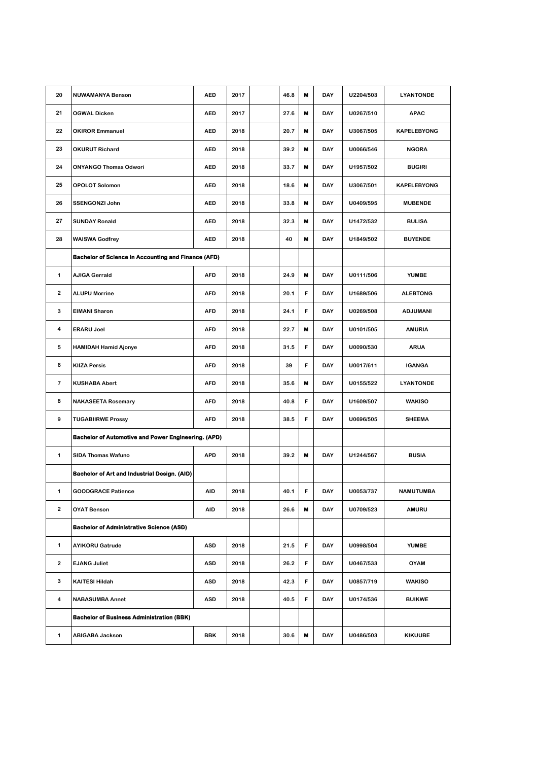| | | | | | | | | | |
|---|---|---|---|---|---|---|---|---|---|
| 20 | NUWAMANYA Benson | AED | 2017 | | 46.8 | M | DAY | U2204/503 | LYANTONDE |
| 21 | OGWAL Dicken | AED | 2017 | | 27.6 | M | DAY | U0267/510 | APAC |
| 22 | OKIROR Emmanuel | AED | 2018 | | 20.7 | M | DAY | U3067/505 | KAPELEBYONG |
| 23 | OKURUT Richard | AED | 2018 | | 39.2 | M | DAY | U0066/546 | NGORA |
| 24 | ONYANGO Thomas Odwori | AED | 2018 | | 33.7 | M | DAY | U1957/502 | BUGIRI |
| 25 | OPOLOT Solomon | AED | 2018 | | 18.6 | M | DAY | U3067/501 | KAPELEBYONG |
| 26 | SSENGONZI John | AED | 2018 | | 33.8 | M | DAY | U0409/595 | MUBENDE |
| 27 | SUNDAY Ronald | AED | 2018 | | 32.3 | M | DAY | U1472/532 | BULISA |
| 28 | WAISWA Godfrey | AED | 2018 | | 40 | M | DAY | U1849/502 | BUYENDE |
| | **Bachelor of Science in Accounting and Finance (AFD)** | | | | | | | | |
| 1 | AJIGA Gerrald | AFD | 2018 | | 24.9 | M | DAY | U0111/506 | YUMBE |
| 2 | ALUPU Morrine | AFD | 2018 | | 20.1 | F | DAY | U1689/506 | ALEBTONG |
| 3 | EIMANI Sharon | AFD | 2018 | | 24.1 | F | DAY | U0269/508 | ADJUMANI |
| 4 | ERARU Joel | AFD | 2018 | | 22.7 | M | DAY | U0101/505 | AMURIA |
| 5 | HAMIDAH Hamid Ajonye | AFD | 2018 | | 31.5 | F | DAY | U0090/530 | ARUA |
| 6 | KIIZA Persis | AFD | 2018 | | 39 | F | DAY | U0017/611 | IGANGA |
| 7 | KUSHABA Abert | AFD | 2018 | | 35.6 | M | DAY | U0155/522 | LYANTONDE |
| 8 | NAKASEETA Rosemary | AFD | 2018 | | 40.8 | F | DAY | U1609/507 | WAKISO |
| 9 | TUGABIIRWE Prossy | AFD | 2018 | | 38.5 | F | DAY | U0696/505 | SHEEMA |
| | **Bachelor of Automotive and Power Engineering. (APD)** | | | | | | | | |
| 1 | SIDA Thomas Wafuno | APD | 2018 | | 39.2 | M | DAY | U1244/567 | BUSIA |
| | **Bachelor of Art and Industrial Design. (AID)** | | | | | | | | |
| 1 | GOODGRACE Patience | AID | 2018 | | 40.1 | F | DAY | U0053/737 | NAMUTUMBA |
| 2 | OYAT Benson | AID | 2018 | | 26.6 | M | DAY | U0709/523 | AMURU |
| | **Bachelor of Administrative Science (ASD)** | | | | | | | | |
| 1 | AYIKORU Gatrude | ASD | 2018 | | 21.5 | F | DAY | U0998/504 | YUMBE |
| 2 | EJANG Juliet | ASD | 2018 | | 26.2 | F | DAY | U0467/533 | OYAM |
| 3 | KAITESI Hildah | ASD | 2018 | | 42.3 | F | DAY | U0857/719 | WAKISO |
| 4 | NABASUMBA Annet | ASD | 2018 | | 40.5 | F | DAY | U0174/536 | BUIKWE |
| | **Bachelor of Business Administration (BBK)** | | | | | | | | |
| 1 | ABIGABA Jackson | BBK | 2018 | | 30.6 | M | DAY | U0486/503 | KIKUUBE |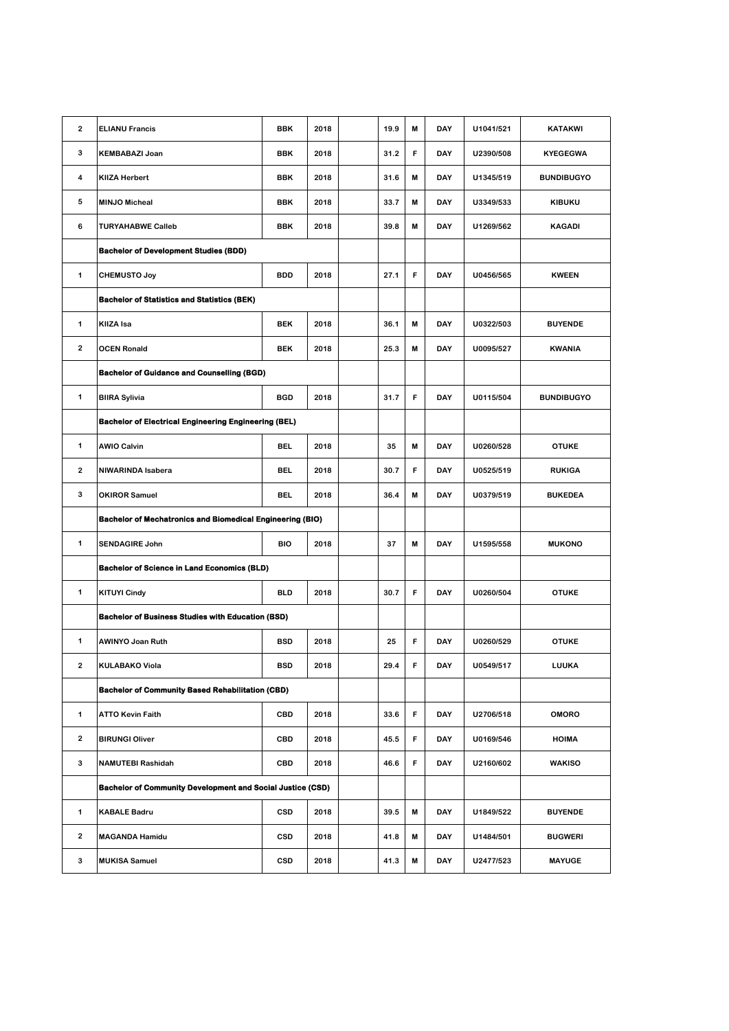| | | | | | | | | | |
|---|---|---|---|---|---|---|---|---|---|
| 2 | ELIANU Francis | BBK | 2018 | | 19.9 | M | DAY | U1041/521 | KATAKWI |
| 3 | KEMBABAZI Joan | BBK | 2018 | | 31.2 | F | DAY | U2390/508 | KYEGEGWA |
| 4 | KIIZA Herbert | BBK | 2018 | | 31.6 | M | DAY | U1345/519 | BUNDIBUGYO |
| 5 | MINJO Micheal | BBK | 2018 | | 33.7 | M | DAY | U3349/533 | KIBUKU |
| 6 | TURYAHABWE Calleb | BBK | 2018 | | 39.8 | M | DAY | U1269/562 | KAGADI |
| | **Bachelor of Development Studies (BDD)** | | | | | | | | |
| 1 | CHEMUSTO Joy | BDD | 2018 | | 27.1 | F | DAY | U0456/565 | KWEEN |
| | **Bachelor of Statistics and Statistics (BEK)** | | | | | | | | |
| 1 | KIIZA Isa | BEK | 2018 | | 36.1 | M | DAY | U0322/503 | BUYENDE |
| 2 | OCEN Ronald | BEK | 2018 | | 25.3 | M | DAY | U0095/527 | KWANIA |
| | **Bachelor of Guidance and Counselling (BGD)** | | | | | | | | |
| 1 | BIIRA Sylivia | BGD | 2018 | | 31.7 | F | DAY | U0115/504 | BUNDIBUGYO |
| | **Bachelor of Electrical Engineering Engineering (BEL)** | | | | | | | | |
| 1 | AWIO Calvin | BEL | 2018 | | 35 | M | DAY | U0260/528 | OTUKE |
| 2 | NIWARINDA Isabera | BEL | 2018 | | 30.7 | F | DAY | U0525/519 | RUKIGA |
| 3 | OKIROR Samuel | BEL | 2018 | | 36.4 | M | DAY | U0379/519 | BUKEDEA |
| | **Bachelor of Mechatronics and Biomedical Engineering (BIO)** | | | | | | | | |
| 1 | SENDAGIRE John | BIO | 2018 | | 37 | M | DAY | U1595/558 | MUKONO |
| | **Bachelor of Science in Land Economics (BLD)** | | | | | | | | |
| 1 | KITUYI Cindy | BLD | 2018 | | 30.7 | F | DAY | U0260/504 | OTUKE |
| | **Bachelor of Business Studies with Education (BSD)** | | | | | | | | |
| 1 | AWINYO Joan Ruth | BSD | 2018 | | 25 | F | DAY | U0260/529 | OTUKE |
| 2 | KULABAKO Viola | BSD | 2018 | | 29.4 | F | DAY | U0549/517 | LUUKA |
| | **Bachelor of Community Based Rehabilitation (CBD)** | | | | | | | | |
| 1 | ATTO Kevin Faith | CBD | 2018 | | 33.6 | F | DAY | U2706/518 | OMORO |
| 2 | BIRUNGI Oliver | CBD | 2018 | | 45.5 | F | DAY | U0169/546 | HOIMA |
| 3 | NAMUTEBI Rashidah | CBD | 2018 | | 46.6 | F | DAY | U2160/602 | WAKISO |
| | **Bachelor of Community Development and Social Justice (CSD)** | | | | | | | | |
| 1 | KABALE Badru | CSD | 2018 | | 39.5 | M | DAY | U1849/522 | BUYENDE |
| 2 | MAGANDA Hamidu | CSD | 2018 | | 41.8 | M | DAY | U1484/501 | BUGWERI |
| 3 | MUKISA Samuel | CSD | 2018 | | 41.3 | M | DAY | U2477/523 | MAYUGE |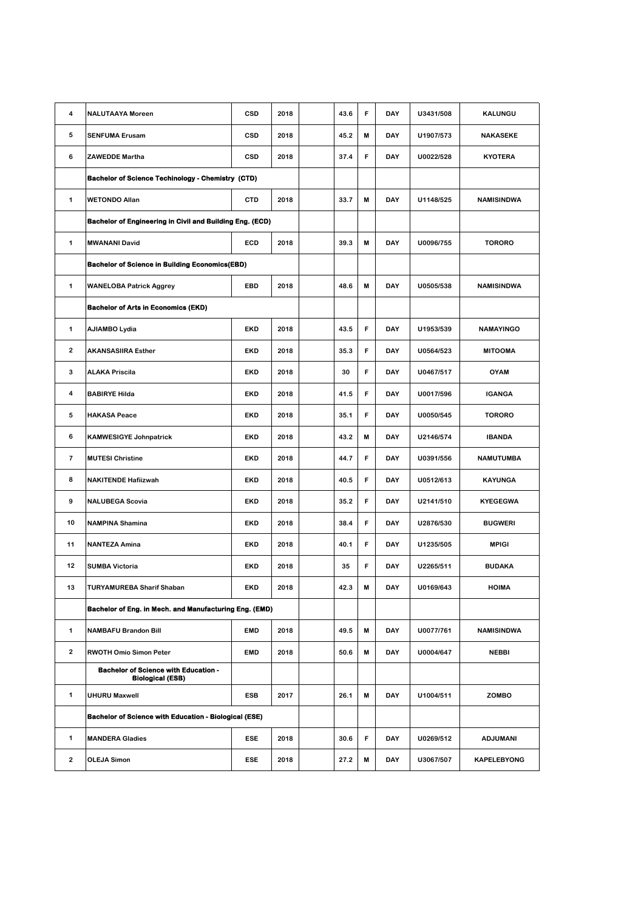| | | | | | | | | | |
|---|---|---|---|---|---|---|---|---|---|
| 4 | NALUTAAYA Moreen | CSD | 2018 | | 43.6 | F | DAY | U3431/508 | KALUNGU |
| 5 | SENFUMA Erusam | CSD | 2018 | | 45.2 | M | DAY | U1907/573 | NAKASEKE |
| 6 | ZAWEDDE Martha | CSD | 2018 | | 37.4 | F | DAY | U0022/528 | KYOTERA |
| | **Bachelor of Science Techinology - Chemistry (CTD)** | | | | | | | | |
| 1 | WETONDO Allan | CTD | 2018 | | 33.7 | M | DAY | U1148/525 | NAMISINDWA |
| | **Bachelor of Engineering in Civil and Building Eng. (ECD)** | | | | | | | | |
| 1 | MWANANI David | ECD | 2018 | | 39.3 | M | DAY | U0096/755 | TORORO |
| | **Bachelor of Science in Building Economics(EBD)** | | | | | | | | |
| 1 | WANELOBA Patrick Aggrey | EBD | 2018 | | 48.6 | M | DAY | U0505/538 | NAMISINDWA |
| | **Bachelor of Arts in Economics (EKD)** | | | | | | | | |
| 1 | AJIAMBO Lydia | EKD | 2018 | | 43.5 | F | DAY | U1953/539 | NAMAYINGO |
| 2 | AKANSASIIRA Esther | EKD | 2018 | | 35.3 | F | DAY | U0564/523 | MITOOMA |
| 3 | ALAKA Priscila | EKD | 2018 | | 30 | F | DAY | U0467/517 | OYAM |
| 4 | BABIRYE Hilda | EKD | 2018 | | 41.5 | F | DAY | U0017/596 | IGANGA |
| 5 | HAKASA Peace | EKD | 2018 | | 35.1 | F | DAY | U0050/545 | TORORO |
| 6 | KAMWESIGYE Johnpatrick | EKD | 2018 | | 43.2 | M | DAY | U2146/574 | IBANDA |
| 7 | MUTESI Christine | EKD | 2018 | | 44.7 | F | DAY | U0391/556 | NAMUTUMBA |
| 8 | NAKITENDE Hafiizwah | EKD | 2018 | | 40.5 | F | DAY | U0512/613 | KAYUNGA |
| 9 | NALUBEGA Scovia | EKD | 2018 | | 35.2 | F | DAY | U2141/510 | KYEGEGWA |
| 10 | NAMPINA Shamina | EKD | 2018 | | 38.4 | F | DAY | U2876/530 | BUGWERI |
| 11 | NANTEZA Amina | EKD | 2018 | | 40.1 | F | DAY | U1235/505 | MPIGI |
| 12 | SUMBA Victoria | EKD | 2018 | | 35 | F | DAY | U2265/511 | BUDAKA |
| 13 | TURYAMUREBA Sharif Shaban | EKD | 2018 | | 42.3 | M | DAY | U0169/643 | HOIMA |
| | **Bachelor of Eng. in Mech. and Manufacturing Eng. (EMD)** | | | | | | | | |
| 1 | NAMBAFU Brandon Bill | EMD | 2018 | | 49.5 | M | DAY | U0077/761 | NAMISINDWA |
| 2 | RWOTH Omio Simon Peter | EMD | 2018 | | 50.6 | M | DAY | U0004/647 | NEBBI |
| | **Bachelor of Science with Education - Biological (ESB)** | | | | | | | | |
| 1 | UHURU Maxwell | ESB | 2017 | | 26.1 | M | DAY | U1004/511 | ZOMBO |
| | **Bachelor of Science with Education - Biological (ESE)** | | | | | | | | |
| 1 | MANDERA Gladies | ESE | 2018 | | 30.6 | F | DAY | U0269/512 | ADJUMANI |
| 2 | OLEJA Simon | ESE | 2018 | | 27.2 | M | DAY | U3067/507 | KAPELEBYONG |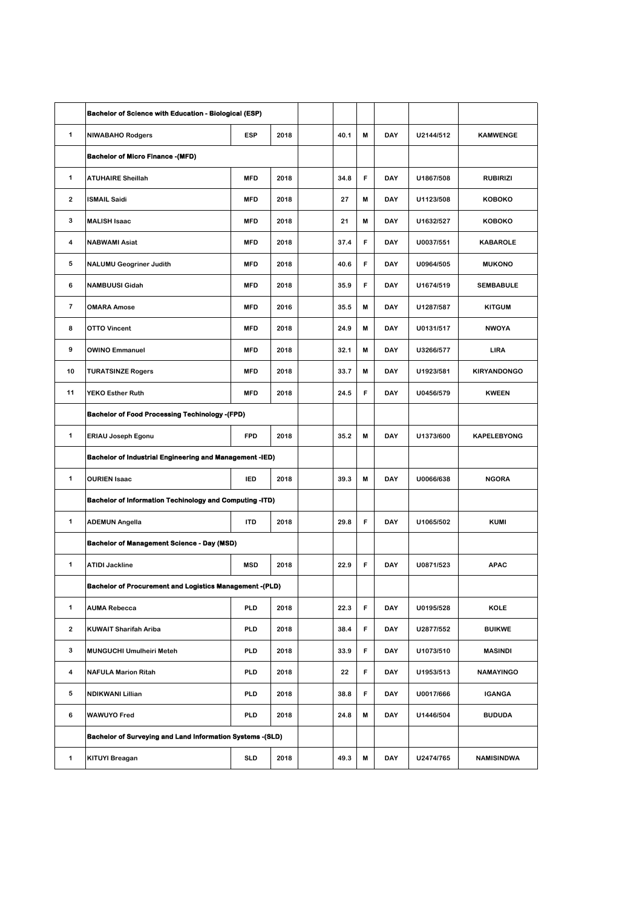| | Bachelor of Science with Education - Biological (ESP) | | | | | | | | |
|---|---|---|---|---|---|---|---|---|---|
| 1 | NIWABAHO Rodgers | ESP | 2018 | | 40.1 | M | DAY | U2144/512 | KAMWENGE |
| | **Bachelor of Micro Finance -(MFD)** | | | | | | | | |
| 1 | ATUHAIRE Sheillah | MFD | 2018 | | 34.8 | F | DAY | U1867/508 | RUBIRIZI |
| 2 | ISMAIL Saidi | MFD | 2018 | | 27 | M | DAY | U1123/508 | KOBOKO |
| 3 | MALISH Isaac | MFD | 2018 | | 21 | M | DAY | U1632/527 | KOBOKO |
| 4 | NABWAMI Asiat | MFD | 2018 | | 37.4 | F | DAY | U0037/551 | KABAROLE |
| 5 | NALUMU Geogriner Judith | MFD | 2018 | | 40.6 | F | DAY | U0964/505 | MUKONO |
| 6 | NAMBUUSI Gidah | MFD | 2018 | | 35.9 | F | DAY | U1674/519 | SEMBABULE |
| 7 | OMARA Amose | MFD | 2016 | | 35.5 | M | DAY | U1287/587 | KITGUM |
| 8 | OTTO Vincent | MFD | 2018 | | 24.9 | M | DAY | U0131/517 | NWOYA |
| 9 | OWINO Emmanuel | MFD | 2018 | | 32.1 | M | DAY | U3266/577 | LIRA |
| 10 | TURATSINZE Rogers | MFD | 2018 | | 33.7 | M | DAY | U1923/581 | KIRYANDONGO |
| 11 | YEKO Esther Ruth | MFD | 2018 | | 24.5 | F | DAY | U0456/579 | KWEEN |
| | **Bachelor of Food Processing Techinology -(FPD)** | | | | | | | | |
| 1 | ERIAU Joseph Egonu | FPD | 2018 | | 35.2 | M | DAY | U1373/600 | KAPELEBYONG |
| | **Bachelor of Industrial Engineering and Management -IED)** | | | | | | | | |
| 1 | OURIEN Isaac | IED | 2018 | | 39.3 | M | DAY | U0066/638 | NGORA |
| | **Bachelor of Information Techinology and Computing -ITD)** | | | | | | | | |
| 1 | ADEMUN Angella | ITD | 2018 | | 29.8 | F | DAY | U1065/502 | KUMI |
| | **Bachelor of Management Science - Day (MSD)** | | | | | | | | |
| 1 | ATIDI Jackline | MSD | 2018 | | 22.9 | F | DAY | U0871/523 | APAC |
| | **Bachelor of Procurement and Logistics Management -(PLD)** | | | | | | | | |
| 1 | AUMA Rebecca | PLD | 2018 | | 22.3 | F | DAY | U0195/528 | KOLE |
| 2 | KUWAIT Sharifah Ariba | PLD | 2018 | | 38.4 | F | DAY | U2877/552 | BUIKWE |
| 3 | MUNGUCHI Umulheiri Meteh | PLD | 2018 | | 33.9 | F | DAY | U1073/510 | MASINDI |
| 4 | NAFULA Marion Ritah | PLD | 2018 | | 22 | F | DAY | U1953/513 | NAMAYINGO |
| 5 | NDIKWANI Lillian | PLD | 2018 | | 38.8 | F | DAY | U0017/666 | IGANGA |
| 6 | WAWUYO Fred | PLD | 2018 | | 24.8 | M | DAY | U1446/504 | BUDUDA |
| | **Bachelor of Surveying and Land Information Systems -(SLD)** | | | | | | | | |
| 1 | KITUYI Breagan | SLD | 2018 | | 49.3 | M | DAY | U2474/765 | NAMISINDWA |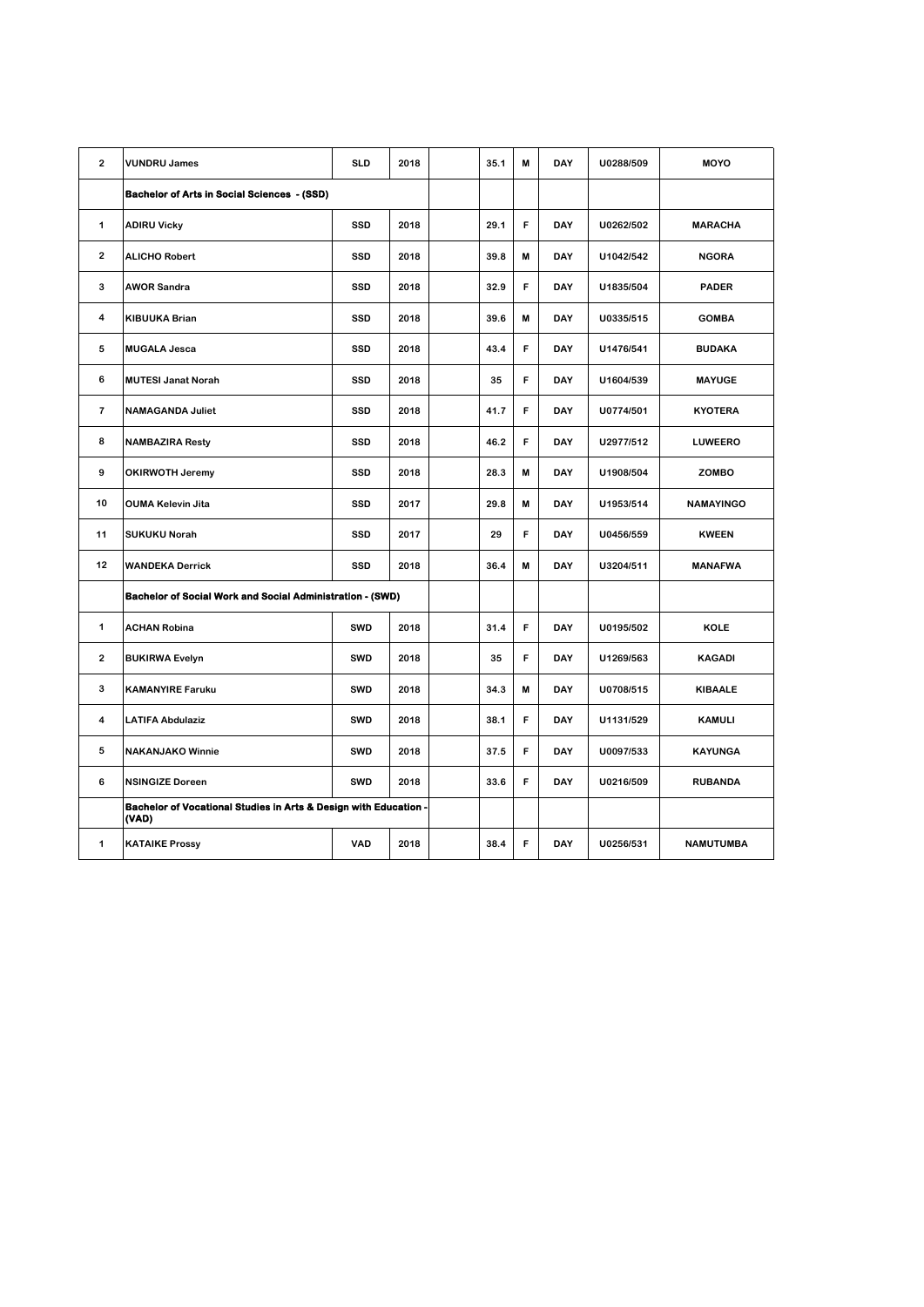| | | | | | | | | | |
|---|---|---|---|---|---|---|---|---|---|
| 2 | VUNDRU James | SLD | 2018 | | 35.1 | M | DAY | U0288/509 | MOYO |
| | **Bachelor of Arts in Social Sciences - (SSD)** | | | | | | | | |
| 1 | ADIRU Vicky | SSD | 2018 | | 29.1 | F | DAY | U0262/502 | MARACHA |
| 2 | ALICHO Robert | SSD | 2018 | | 39.8 | M | DAY | U1042/542 | NGORA |
| 3 | AWOR Sandra | SSD | 2018 | | 32.9 | F | DAY | U1835/504 | PADER |
| 4 | KIBUUKA Brian | SSD | 2018 | | 39.6 | M | DAY | U0335/515 | GOMBA |
| 5 | MUGALA Jesca | SSD | 2018 | | 43.4 | F | DAY | U1476/541 | BUDAKA |
| 6 | MUTESI Janat Norah | SSD | 2018 | | 35 | F | DAY | U1604/539 | MAYUGE |
| 7 | NAMAGANDA Juliet | SSD | 2018 | | 41.7 | F | DAY | U0774/501 | KYOTERA |
| 8 | NAMBAZIRA Resty | SSD | 2018 | | 46.2 | F | DAY | U2977/512 | LUWEERO |
| 9 | OKIRWOTH Jeremy | SSD | 2018 | | 28.3 | M | DAY | U1908/504 | ZOMBO |
| 10 | OUMA Kelevin Jita | SSD | 2017 | | 29.8 | M | DAY | U1953/514 | NAMAYINGO |
| 11 | SUKUKU Norah | SSD | 2017 | | 29 | F | DAY | U0456/559 | KWEEN |
| 12 | WANDEKA Derrick | SSD | 2018 | | 36.4 | M | DAY | U3204/511 | MANAFWA |
| | **Bachelor of Social Work and Social Administration - (SWD)** | | | | | | | | |
| 1 | ACHAN Robina | SWD | 2018 | | 31.4 | F | DAY | U0195/502 | KOLE |
| 2 | BUKIRWA Evelyn | SWD | 2018 | | 35 | F | DAY | U1269/563 | KAGADI |
| 3 | KAMANYIRE Faruku | SWD | 2018 | | 34.3 | M | DAY | U0708/515 | KIBAALE |
| 4 | LATIFA Abdulaziz | SWD | 2018 | | 38.1 | F | DAY | U1131/529 | KAMULI |
| 5 | NAKANJAKO Winnie | SWD | 2018 | | 37.5 | F | DAY | U0097/533 | KAYUNGA |
| 6 | NSINGIZE Doreen | SWD | 2018 | | 33.6 | F | DAY | U0216/509 | RUBANDA |
| | **Bachelor of Vocational Studies in Arts & Design with Education - (VAD)** | | | | | | | | |
| 1 | KATAIKE Prossy | VAD | 2018 | | 38.4 | F | DAY | U0256/531 | NAMUTUMBA |